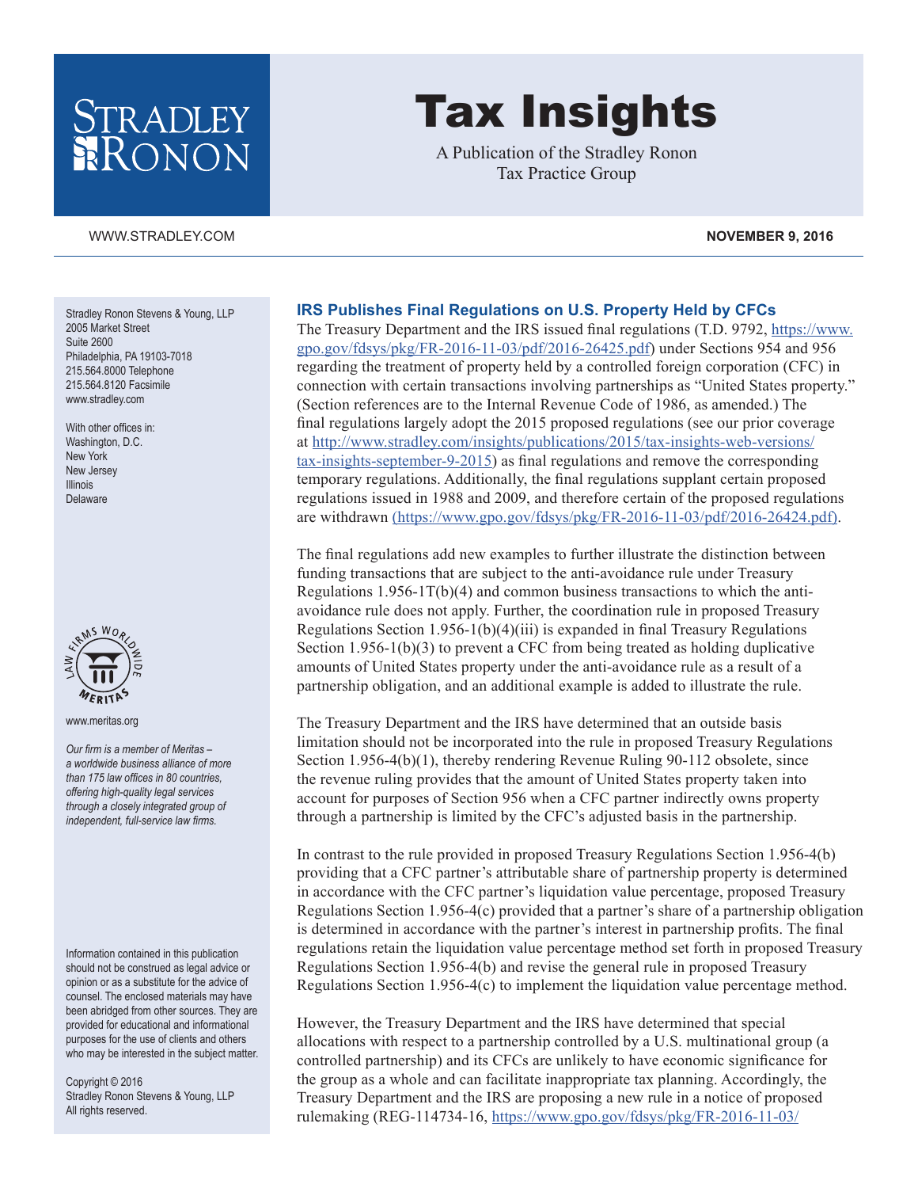# Tax Insights

A Publication of the Stradley Ronon Tax Practice Group

WWW.STRADLEY.COM

**NOVEMBER 9, 2016**

Stradley Ronon Stevens & Young, LLP
2005 Market Street
Suite 2600
Philadelphia, PA 19103-7018
215.564.8000 Telephone
215.564.8120 Facsimile
www.stradley.com

With other offices in:
Washington, D.C.
New York
New Jersey
Illinois
Delaware

www.meritas.org

*Our firm is a member of Meritas – a worldwide business alliance of more than 175 law offices in 80 countries, offering high-quality legal services through a closely integrated group of independent, full-service law firms.*

Information contained in this publication should not be construed as legal advice or opinion or as a substitute for the advice of counsel. The enclosed materials may have been abridged from other sources. They are provided for educational and informational purposes for the use of clients and others who may be interested in the subject matter.

Copyright © 2016
Stradley Ronon Stevens & Young, LLP
All rights reserved.

## IRS Publishes Final Regulations on U.S. Property Held by CFCs

The Treasury Department and the IRS issued final regulations (T.D. 9792, https://www.gpo.gov/fdsys/pkg/FR-2016-11-03/pdf/2016-26425.pdf) under Sections 954 and 956 regarding the treatment of property held by a controlled foreign corporation (CFC) in connection with certain transactions involving partnerships as "United States property." (Section references are to the Internal Revenue Code of 1986, as amended.) The final regulations largely adopt the 2015 proposed regulations (see our prior coverage at http://www.stradley.com/insights/publications/2015/tax-insights-web-versions/tax-insights-september-9-2015) as final regulations and remove the corresponding temporary regulations. Additionally, the final regulations supplant certain proposed regulations issued in 1988 and 2009, and therefore certain of the proposed regulations are withdrawn (https://www.gpo.gov/fdsys/pkg/FR-2016-11-03/pdf/2016-26424.pdf).

The final regulations add new examples to further illustrate the distinction between funding transactions that are subject to the anti-avoidance rule under Treasury Regulations 1.956-1T(b)(4) and common business transactions to which the anti-avoidance rule does not apply. Further, the coordination rule in proposed Treasury Regulations Section 1.956-1(b)(4)(iii) is expanded in final Treasury Regulations Section 1.956-1(b)(3) to prevent a CFC from being treated as holding duplicative amounts of United States property under the anti-avoidance rule as a result of a partnership obligation, and an additional example is added to illustrate the rule.

The Treasury Department and the IRS have determined that an outside basis limitation should not be incorporated into the rule in proposed Treasury Regulations Section 1.956-4(b)(1), thereby rendering Revenue Ruling 90-112 obsolete, since the revenue ruling provides that the amount of United States property taken into account for purposes of Section 956 when a CFC partner indirectly owns property through a partnership is limited by the CFC's adjusted basis in the partnership.

In contrast to the rule provided in proposed Treasury Regulations Section 1.956-4(b) providing that a CFC partner's attributable share of partnership property is determined in accordance with the CFC partner's liquidation value percentage, proposed Treasury Regulations Section 1.956-4(c) provided that a partner's share of a partnership obligation is determined in accordance with the partner's interest in partnership profits. The final regulations retain the liquidation value percentage method set forth in proposed Treasury Regulations Section 1.956-4(b) and revise the general rule in proposed Treasury Regulations Section 1.956-4(c) to implement the liquidation value percentage method.

However, the Treasury Department and the IRS have determined that special allocations with respect to a partnership controlled by a U.S. multinational group (a controlled partnership) and its CFCs are unlikely to have economic significance for the group as a whole and can facilitate inappropriate tax planning. Accordingly, the Treasury Department and the IRS are proposing a new rule in a notice of proposed rulemaking (REG-114734-16, https://www.gpo.gov/fdsys/pkg/FR-2016-11-03/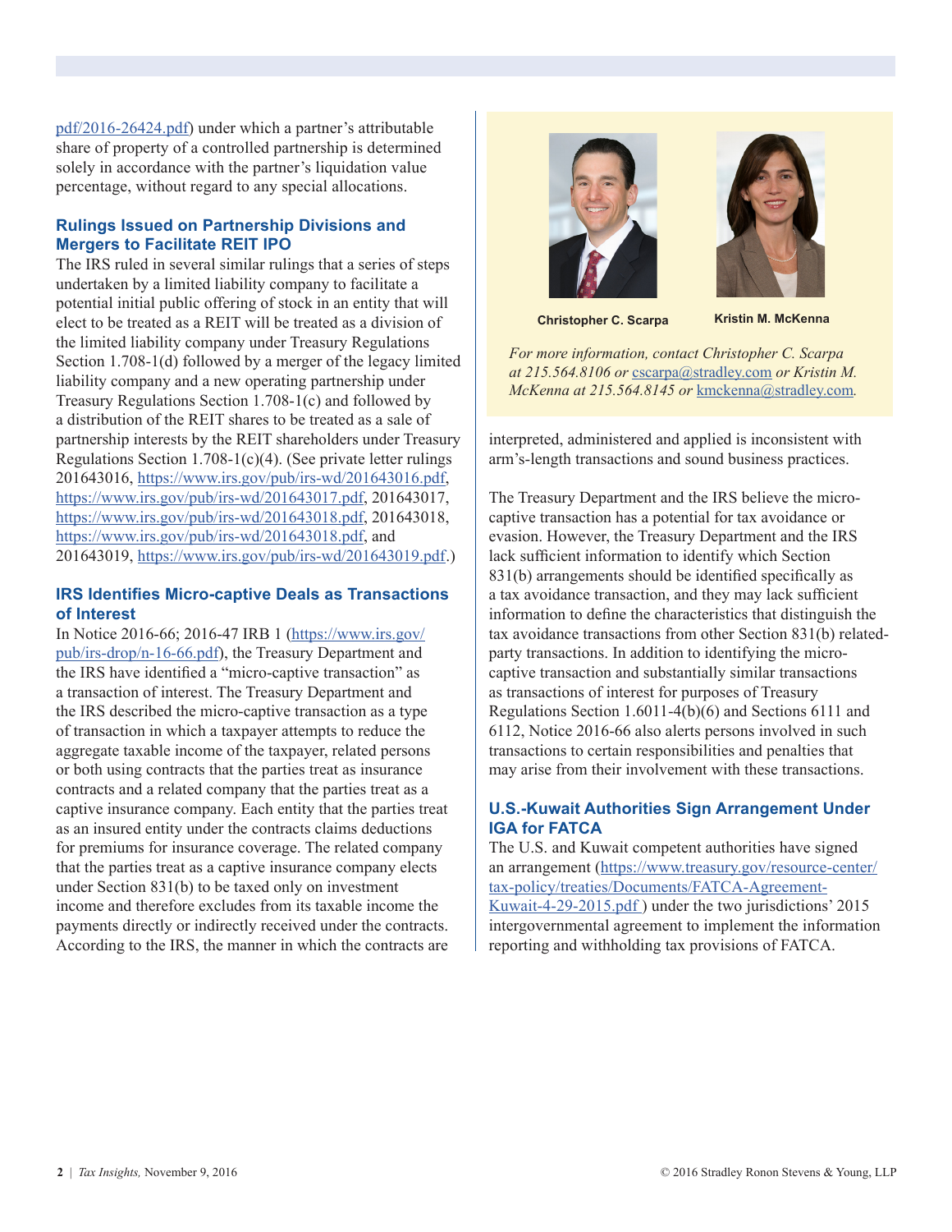pdf/2016-26424.pdf) under which a partner's attributable share of property of a controlled partnership is determined solely in accordance with the partner's liquidation value percentage, without regard to any special allocations.

### Rulings Issued on Partnership Divisions and Mergers to Facilitate REIT IPO

The IRS ruled in several similar rulings that a series of steps undertaken by a limited liability company to facilitate a potential initial public offering of stock in an entity that will elect to be treated as a REIT will be treated as a division of the limited liability company under Treasury Regulations Section 1.708-1(d) followed by a merger of the legacy limited liability company and a new operating partnership under Treasury Regulations Section 1.708-1(c) and followed by a distribution of the REIT shares to be treated as a sale of partnership interests by the REIT shareholders under Treasury Regulations Section 1.708-1(c)(4). (See private letter rulings 201643016, https://www.irs.gov/pub/irs-wd/201643016.pdf, https://www.irs.gov/pub/irs-wd/201643017.pdf, 201643017, https://www.irs.gov/pub/irs-wd/201643018.pdf, 201643018, https://www.irs.gov/pub/irs-wd/201643018.pdf, and 201643019, https://www.irs.gov/pub/irs-wd/201643019.pdf.)

### IRS Identifies Micro-captive Deals as Transactions of Interest

In Notice 2016-66; 2016-47 IRB 1 (https://www.irs.gov/pub/irs-drop/n-16-66.pdf), the Treasury Department and the IRS have identified a "micro-captive transaction" as a transaction of interest. The Treasury Department and the IRS described the micro-captive transaction as a type of transaction in which a taxpayer attempts to reduce the aggregate taxable income of the taxpayer, related persons or both using contracts that the parties treat as insurance contracts and a related company that the parties treat as a captive insurance company. Each entity that the parties treat as an insured entity under the contracts claims deductions for premiums for insurance coverage. The related company that the parties treat as a captive insurance company elects under Section 831(b) to be taxed only on investment income and therefore excludes from its taxable income the payments directly or indirectly received under the contracts. According to the IRS, the manner in which the contracts are interpreted, administered and applied is inconsistent with arm's-length transactions and sound business practices.

The Treasury Department and the IRS believe the micro-captive transaction has a potential for tax avoidance or evasion. However, the Treasury Department and the IRS lack sufficient information to identify which Section 831(b) arrangements should be identified specifically as a tax avoidance transaction, and they may lack sufficient information to define the characteristics that distinguish the tax avoidance transactions from other Section 831(b) related-party transactions. In addition to identifying the micro-captive transaction and substantially similar transactions as transactions of interest for purposes of Treasury Regulations Section 1.6011-4(b)(6) and Sections 6111 and 6112, Notice 2016-66 also alerts persons involved in such transactions to certain responsibilities and penalties that may arise from their involvement with these transactions.

### U.S.-Kuwait Authorities Sign Arrangement Under IGA for FATCA

The U.S. and Kuwait competent authorities have signed an arrangement (https://www.treasury.gov/resource-center/tax-policy/treaties/Documents/FATCA-Agreement-Kuwait-4-29-2015.pdf ) under the two jurisdictions' 2015 intergovernmental agreement to implement the information reporting and withholding tax provisions of FATCA.

**Christopher C. Scarpa** **Kristin M. McKenna**

*For more information, contact Christopher C. Scarpa at 215.564.8106 or* cscarpa@stradley.com *or Kristin M. McKenna at 215.564.8145 or* kmckenna@stradley.com.

© 2016 Stradley Ronon Stevens & Young, LLP